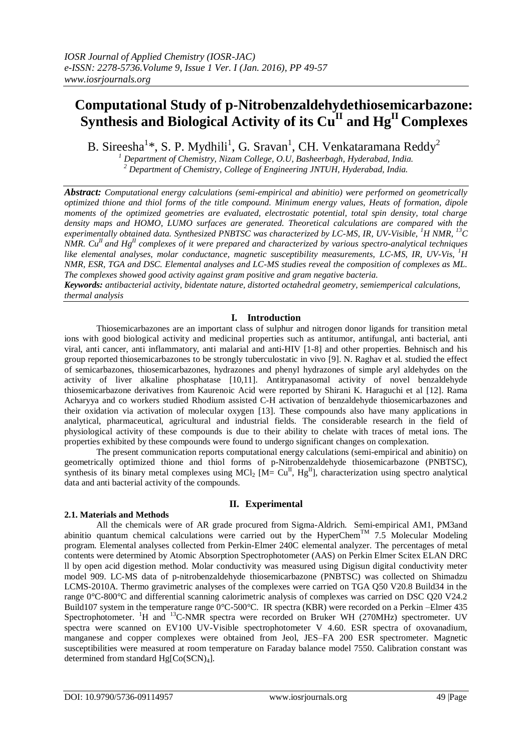# Computational Study of p-Nitrobenzaldehydethiosemicarbazone: Synthesis and Biological Activity of its $Cu^{II}$ and $Hg^{II}$ Complexes

B. Sireesha[1]*, S. P. Mydhili[1], G. Sravan[1], CH. Venkataramana Reddy[2]

[1] Department of Chemistry, Nizam College, O.U, Basheerbagh, Hyderabad, India.
[2] Department of Chemistry, College of Engineering JNTUH, Hyderabad, India.

***Abstract:*** *Computational energy calculations (semi-empirical and abinitio) were performed on geometrically optimized thione and thiol forms of the title compound. Minimum energy values, Heats of formation, dipole moments of the optimized geometries are evaluated, electrostatic potential, total spin density, total charge density maps and HOMO, LUMO surfaces are generated. Theoretical calculations are compared with the experimentally obtained data. Synthesized PNBTSC was characterized by LC-MS, IR, UV-Visible, $^{1}H$ NMR, $^{13}C$ NMR. $Cu^{II}$ and $Hg^{II}$ complexes of it were prepared and characterized by various spectro-analytical techniques like elemental analyses, molar conductance, magnetic susceptibility measurements, LC-MS, IR, UV-Vis, $^{1}H$ NMR, ESR, TGA and DSC. Elemental analyses and LC-MS studies reveal the composition of complexes as ML. The complexes showed good activity against gram positive and gram negative bacteria.*

***Keywords:*** *antibacterial activity, bidentate nature, distorted octahedral geometry, semiemperical calculations, thermal analysis*

## I. Introduction

Thiosemicarbazones are an important class of sulphur and nitrogen donor ligands for transition metal ions with good biological activity and medicinal properties such as antitumor, antifungal, anti bacterial, anti viral, anti cancer, anti inflammatory, anti malarial and anti-HIV [1-8] and other properties. Behnisch and his group reported thiosemicarbazones to be strongly tuberculostatic in vivo [9]. N. Raghav et al. studied the effect of semicarbazones, thiosemicarbazones, hydrazones and phenyl hydrazones of simple aryl aldehydes on the activity of liver alkaline phosphatase [10,11]. Antitrypanasomal activity of novel benzaldehyde thiosemicarbazone derivatives from Kaurenoic Acid were reported by Shirani K. Haraguchi et al [12]. Rama Acharyya and co workers studied Rhodium assisted C-H activation of benzaldehyde thiosemicarbazones and their oxidation via activation of molecular oxygen [13]. These compounds also have many applications in analytical, pharmaceutical, agricultural and industrial fields. The considerable research in the field of physiological activity of these compounds is due to their ability to chelate with traces of metal ions. The properties exhibited by these compounds were found to undergo significant changes on complexation.

The present communication reports computational energy calculations (semi-empirical and abinitio) on geometrically optimized thione and thiol forms of p-Nitrobenzaldehyde thiosemicarbazone (PNBTSC), synthesis of its binary metal complexes using $MCl_2$ [M= $Cu^{II}$, $Hg^{II}$], characterization using spectro analytical data and anti bacterial activity of the compounds.

## II. Experimental

### 2.1. Materials and Methods

All the chemicals were of AR grade procured from Sigma-Aldrich. Semi-empirical AM1, PM3and abinitio quantum chemical calculations were carried out by the HyperChem™ 7.5 Molecular Modeling program. Elemental analyses collected from Perkin-Elmer 240C elemental analyzer. The percentages of metal contents were determined by Atomic Absorption Spectrophotometer (AAS) on Perkin Elmer Scitex ELAN DRC ll by open acid digestion method. Molar conductivity was measured using Digisun digital conductivity meter model 909. LC-MS data of p-nitrobenzaldehyde thiosemicarbazone (PNBTSC) was collected on Shimadzu LCMS-2010A. Thermo gravimetric analyses of the complexes were carried on TGA Q50 V20.8 Build34 in the range 0°C-800°C and differential scanning calorimetric analysis of complexes was carried on DSC Q20 V24.2 Build107 system in the temperature range 0°C-500°C. IR spectra (KBR) were recorded on a Perkin –Elmer 435 Spectrophotometer. $^{1}H$ and $^{13}C$-NMR spectra were recorded on Bruker WH (270MHz) spectrometer. UV spectra were scanned on EV100 UV-Visible spectrophotometer V 4.60. ESR spectra of oxovanadium, manganese and copper complexes were obtained from Jeol, JES–FA 200 ESR spectrometer. Magnetic susceptibilities were measured at room temperature on Faraday balance model 7550. Calibration constant was determined from standard $Hg[Co(SCN)_4]$.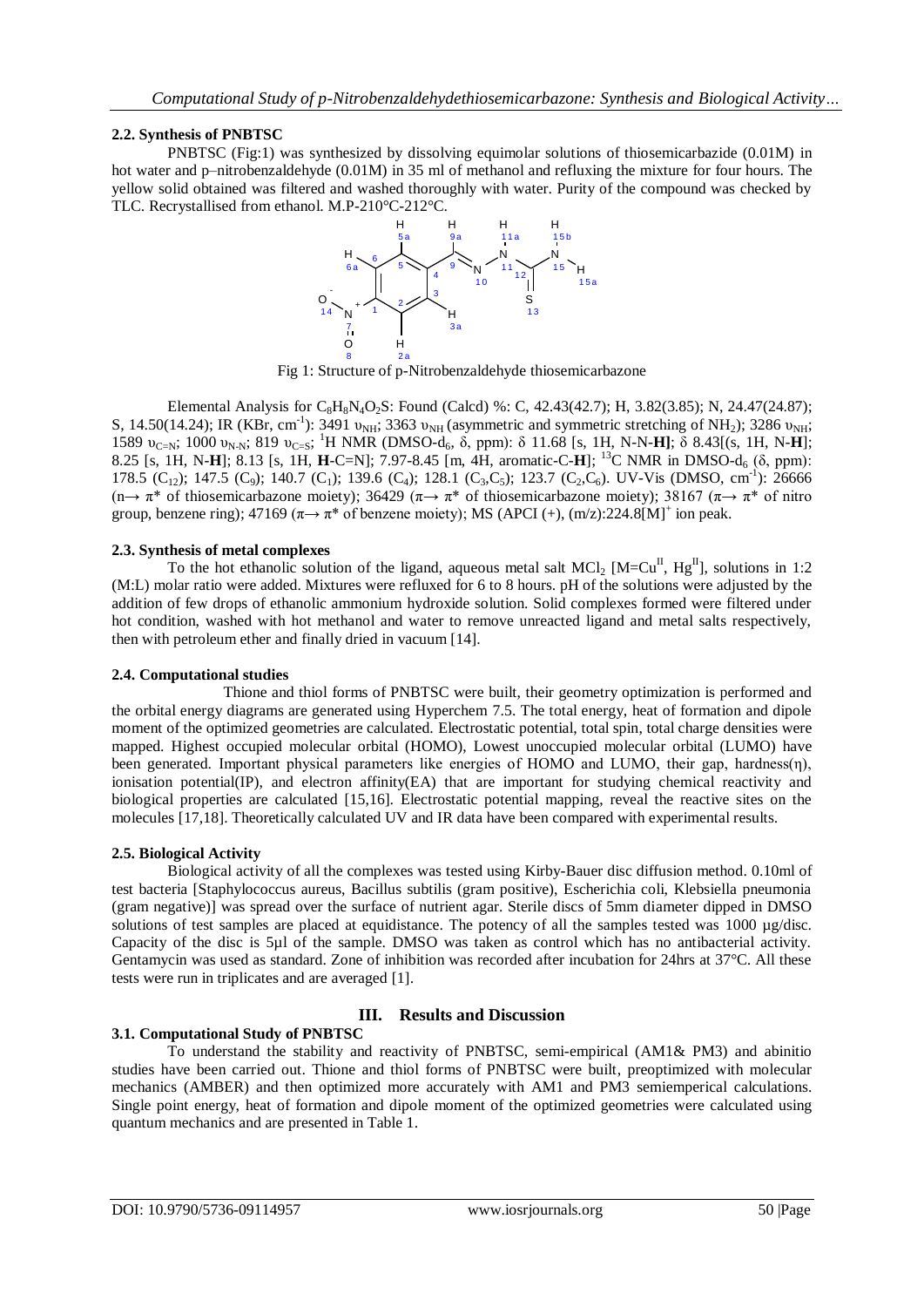## 2.2. Synthesis of PNBTSC

PNBTSC (Fig:1) was synthesized by dissolving equimolar solutions of thiosemicarbazide (0.01M) in hot water and p–nitrobenzaldehyde (0.01M) in 35 ml of methanol and refluxing the mixture for four hours. The yellow solid obtained was filtered and washed thoroughly with water. Purity of the compound was checked by TLC. Recrystallised from ethanol. M.P-210°C-212°C.

Fig 1: Structure of p-Nitrobenzaldehyde thiosemicarbazone

Elemental Analysis for $C_8H_8N_4O_2S$: Found (Calcd) %: C, 42.43(42.7); H, 3.82(3.85); N, 24.47(24.87); S, 14.50(14.24); IR (KBr, $cm^{-1}$): 3491 $\upsilon_{NH}$; 3363 $\upsilon_{NH}$ (asymmetric and symmetric stretching of $NH_2$); 3286 $\upsilon_{NH}$; 1589 $\upsilon_{C=N}$; 1000 $\upsilon_{N-N}$; 819 $\upsilon_{C=S}$; $^1H$ NMR (DMSO-$d_6$, δ, ppm): δ 11.68 [s, 1H, N-N-**H]**; δ 8.43[(s, 1H, N-**H**]; 8.25 [s, 1H, N-**H**]; 8.13 [s, 1H, **H**-C=N]; 7.97-8.45 [m, 4H, aromatic-C-**H**]; $^{13}C$ NMR in DMSO-$d_6$ (δ, ppm): 178.5 ($C_{12}$); 147.5 ($C_9$); 140.7 ($C_1$); 139.6 ($C_4$); 128.1 ($C_3$,$C_5$); 123.7 ($C_2$,$C_6$). UV-Vis (DMSO, $cm^{-1}$): 26666 ($n\rightarrow \pi^*$ of thiosemicarbazone moiety); 36429 ($\pi\rightarrow \pi^*$ of thiosemicarbazone moiety); 38167 ($\pi\rightarrow \pi^*$ of nitro group, benzene ring); 47169 ($\pi\rightarrow \pi^*$ of benzene moiety); MS (APCI (+), (m/z):224.8$[M]^+$ ion peak.

## 2.3. Synthesis of metal complexes

To the hot ethanolic solution of the ligand, aqueous metal salt $MCl_2$ [M=$Cu^{II}$, $Hg^{II}$], solutions in 1:2 (M:L) molar ratio were added. Mixtures were refluxed for 6 to 8 hours. pH of the solutions were adjusted by the addition of few drops of ethanolic ammonium hydroxide solution. Solid complexes formed were filtered under hot condition, washed with hot methanol and water to remove unreacted ligand and metal salts respectively, then with petroleum ether and finally dried in vacuum [14].

## 2.4. Computational studies

Thione and thiol forms of PNBTSC were built, their geometry optimization is performed and the orbital energy diagrams are generated using Hyperchem 7.5. The total energy, heat of formation and dipole moment of the optimized geometries are calculated. Electrostatic potential, total spin, total charge densities were mapped. Highest occupied molecular orbital (HOMO), Lowest unoccupied molecular orbital (LUMO) have been generated. Important physical parameters like energies of HOMO and LUMO, their gap, hardness(η), ionisation potential(IP), and electron affinity(EA) that are important for studying chemical reactivity and biological properties are calculated [15,16]. Electrostatic potential mapping, reveal the reactive sites on the molecules [17,18]. Theoretically calculated UV and IR data have been compared with experimental results.

## 2.5. Biological Activity

Biological activity of all the complexes was tested using Kirby-Bauer disc diffusion method. 0.10ml of test bacteria [Staphylococcus aureus, Bacillus subtilis (gram positive), Escherichia coli, Klebsiella pneumonia (gram negative)] was spread over the surface of nutrient agar. Sterile discs of 5mm diameter dipped in DMSO solutions of test samples are placed at equidistance. The potency of all the samples tested was 1000 µg/disc. Capacity of the disc is 5µl of the sample. DMSO was taken as control which has no antibacterial activity. Gentamycin was used as standard. Zone of inhibition was recorded after incubation for 24hrs at 37°C. All these tests were run in triplicates and are averaged [1].

# III. Results and Discussion

## 3.1. Computational Study of PNBTSC

To understand the stability and reactivity of PNBTSC, semi-empirical (AM1& PM3) and abinitio studies have been carried out. Thione and thiol forms of PNBTSC were built, preoptimized with molecular mechanics (AMBER) and then optimized more accurately with AM1 and PM3 semiemperical calculations. Single point energy, heat of formation and dipole moment of the optimized geometries were calculated using quantum mechanics and are presented in Table 1.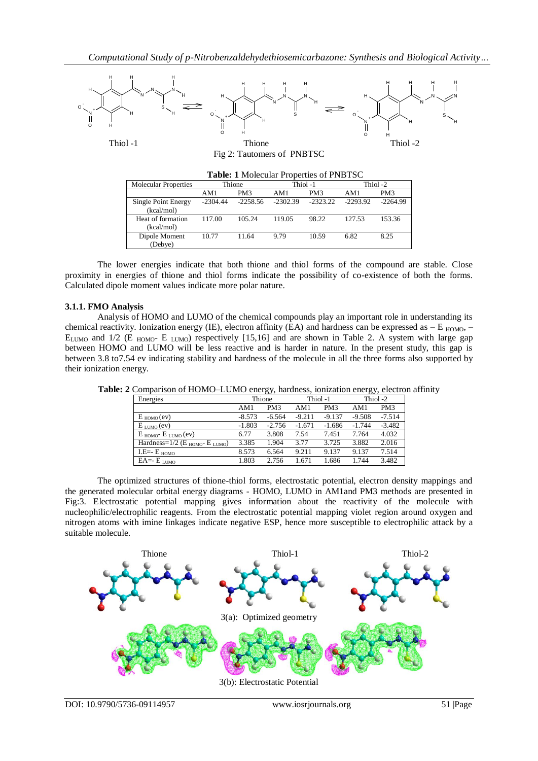Thiol -1 Thione Thiol -2

Fig 2: Tautomers of PNBTSC

**Table: 1** Molecular Properties of PNBTSC

| Molecular Properties | Thione | | Thiol -1 | | Thiol -2 | |
|---|---|---|---|---|---|---|
| | AM1 | PM3 | AM1 | PM3 | AM1 | PM3 |
| Single Point Energy (kcal/mol) | -2304.44 | -2258.56 | -2302.39 | -2323.22 | -2293.92 | -2264.99 |
| Heat of formation (kcal/mol) | 117.00 | 105.24 | 119.05 | 98.22 | 127.53 | 153.36 |
| Dipole Moment (Debye) | 10.77 | 11.64 | 9.79 | 10.59 | 6.82 | 8.25 |

The lower energies indicate that both thione and thiol forms of the compound are stable. Close proximity in energies of thione and thiol forms indicate the possibility of co-existence of both the forms. Calculated dipole moment values indicate more polar nature.

### 3.1.1. FMO Analysis

Analysis of HOMO and LUMO of the chemical compounds play an important role in understanding its chemical reactivity. Ionization energy (IE), electron affinity (EA) and hardness can be expressed as $-E_{HOMO}$, $-E_{LUMO}$ and $1/2\ (E_{HOMO} - E_{LUMO})$ respectively [15,16] and are shown in Table 2. A system with large gap between HOMO and LUMO will be less reactive and is harder in nature. In the present study, this gap is between 3.8 to7.54 ev indicating stability and hardness of the molecule in all the three forms also supported by their ionization energy.

**Table: 2** Comparison of HOMO–LUMO energy, hardness, ionization energy, electron affinity

| Energies | Thione | | Thiol -1 | | Thiol -2 | |
|---|---|---|---|---|---|---|
| | AM1 | PM3 | AM1 | PM3 | AM1 | PM3 |
| $E_{HOMO}$ (ev) | -8.573 | -6.564 | -9.211 | -9.137 | -9.508 | -7.514 |
| $E_{LUMO}$ (ev) | -1.803 | -2.756 | -1.671 | -1.686 | -1.744 | -3.482 |
| $E_{HOMO}$- $E_{LUMO}$ (ev) | 6.77 | 3.808 | 7.54 | 7.451 | 7.764 | 4.032 |
| Hardness=1/2 ($E_{HOMO}$- $E_{LUMO}$) | 3.385 | 1.904 | 3.77 | 3.725 | 3.882 | 2.016 |
| I.E=- $E_{HOMO}$ | 8.573 | 6.564 | 9.211 | 9.137 | 9.137 | 7.514 |
| EA=- $E_{LUMO}$ | 1.803 | 2.756 | 1.671 | 1.686 | 1.744 | 3.482 |

The optimized structures of thione-thiol forms, electrostatic potential, electron density mappings and the generated molecular orbital energy diagrams - HOMO, LUMO in AM1and PM3 methods are presented in Fig:3. Electrostatic potential mapping gives information about the reactivity of the molecule with nucleophilic/electrophilic reagents. From the electrostatic potential mapping violet region around oxygen and nitrogen atoms with imine linkages indicate negative ESP, hence more susceptible to electrophilic attack by a suitable molecule.

Thione Thiol-1 Thiol-2

3(a): Optimized geometry

3(b): Electrostatic Potential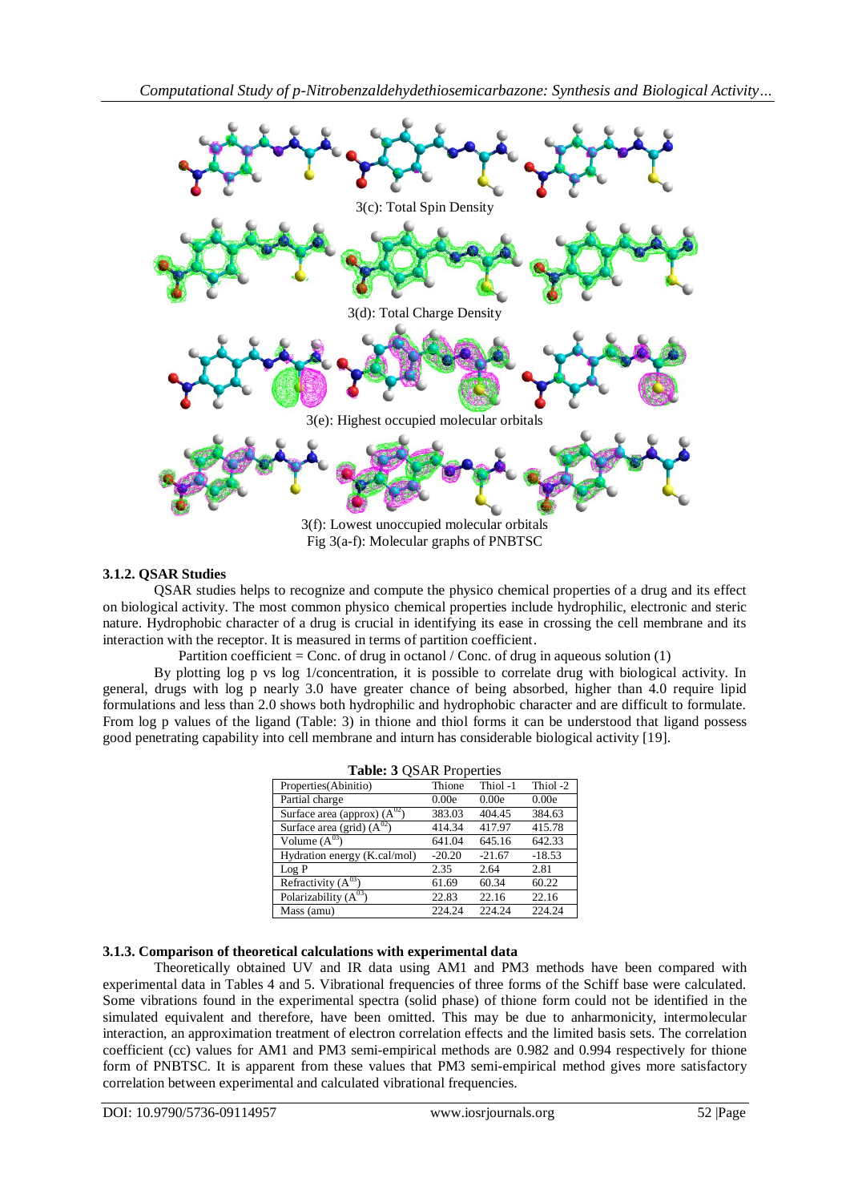3(c): Total Spin Density

3(d): Total Charge Density

3(e): Highest occupied molecular orbitals

3(f): Lowest unoccupied molecular orbitals

Fig 3(a-f): Molecular graphs of PNBTSC

### 3.1.2. QSAR Studies

QSAR studies helps to recognize and compute the physico chemical properties of a drug and its effect on biological activity. The most common physico chemical properties include hydrophilic, electronic and steric nature. Hydrophobic character of a drug is crucial in identifying its ease in crossing the cell membrane and its interaction with the receptor. It is measured in terms of partition coefficient.

Partition coefficient = Conc. of drug in octanol / Conc. of drug in aqueous solution (1)

By plotting log p vs log 1/concentration, it is possible to correlate drug with biological activity. In general, drugs with log p nearly 3.0 have greater chance of being absorbed, higher than 4.0 require lipid formulations and less than 2.0 shows both hydrophilic and hydrophobic character and are difficult to formulate. From log p values of the ligand (Table: 3) in thione and thiol forms it can be understood that ligand possess good penetrating capability into cell membrane and inturn has considerable biological activity [19].

**Table: 3** QSAR Properties

| Properties(Abinitio) | Thione | Thiol -1 | Thiol -2 |
|---|---|---|---|
| Partial charge | 0.00e | 0.00e | 0.00e |
| Surface area (approx) ($A^{02}$) | 383.03 | 404.45 | 384.63 |
| Surface area (grid) ($A^{02}$) | 414.34 | 417.97 | 415.78 |
| Volume ($A^{03}$) | 641.04 | 645.16 | 642.33 |
| Hydration energy (K.cal/mol) | -20.20 | -21.67 | -18.53 |
| Log P | 2.35 | 2.64 | 2.81 |
| Refractivity ($A^{03}$) | 61.69 | 60.34 | 60.22 |
| Polarizability ($A^{03}$) | 22.83 | 22.16 | 22.16 |
| Mass (amu) | 224.24 | 224.24 | 224.24 |

### 3.1.3. Comparison of theoretical calculations with experimental data

Theoretically obtained UV and IR data using AM1 and PM3 methods have been compared with experimental data in Tables 4 and 5. Vibrational frequencies of three forms of the Schiff base were calculated. Some vibrations found in the experimental spectra (solid phase) of thione form could not be identified in the simulated equivalent and therefore, have been omitted. This may be due to anharmonicity, intermolecular interaction, an approximation treatment of electron correlation effects and the limited basis sets. The correlation coefficient (cc) values for AM1 and PM3 semi-empirical methods are 0.982 and 0.994 respectively for thione form of PNBTSC. It is apparent from these values that PM3 semi-empirical method gives more satisfactory correlation between experimental and calculated vibrational frequencies.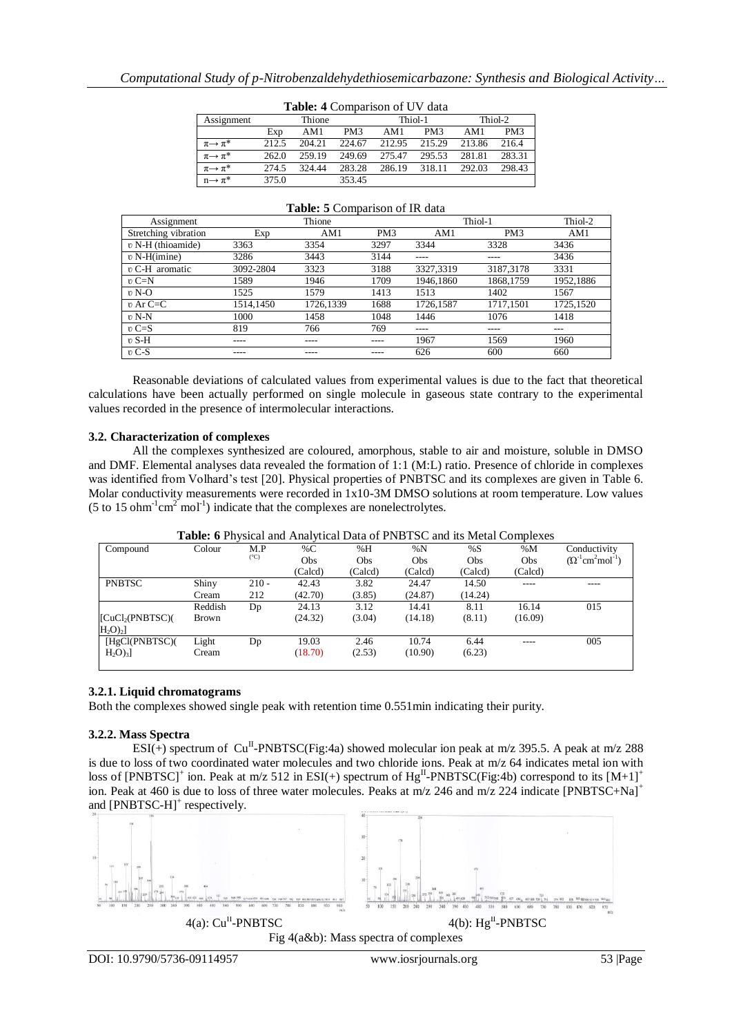**Table: 4** Comparison of UV data

| Assignment | Thione | | | Thiol-1 | | Thiol-2 | |
|---|---|---|---|---|---|---|---|
| | Exp | AM1 | PM3 | AM1 | PM3 | AM1 | PM3 |
| $\pi\rightarrow\pi^*$ | 212.5 | 204.21 | 224.67 | 212.95 | 215.29 | 213.86 | 216.4 |
| $\pi\rightarrow\pi^*$ | 262.0 | 259.19 | 249.69 | 275.47 | 295.53 | 281.81 | 283.31 |
| $\pi\rightarrow\pi^*$ | 274.5 | 324.44 | 283.28 | 286.19 | 318.11 | 292.03 | 298.43 |
| $n\rightarrow\pi^*$ | 375.0 | | 353.45 | | | | |

**Table: 5** Comparison of IR data

| Assignment | Thione | | | Thiol-1 | | Thiol-2 |
|---|---|---|---|---|---|---|
| Stretching vibration | Exp | AM1 | PM3 | AM1 | PM3 | AM1 |
| υ N-H (thioamide) | 3363 | 3354 | 3297 | 3344 | 3328 | 3436 |
| υ N-H(imine) | 3286 | 3443 | 3144 | ---- | ---- | 3436 |
| υ C-H aromatic | 3092-2804 | 3323 | 3188 | 3327,3319 | 3187,3178 | 3331 |
| υ C=N | 1589 | 1946 | 1709 | 1946,1860 | 1868,1759 | 1952,1886 |
| υ N-O | 1525 | 1579 | 1413 | 1513 | 1402 | 1567 |
| υ Ar C=C | 1514,1450 | 1726,1339 | 1688 | 1726,1587 | 1717,1501 | 1725,1520 |
| υ N-N | 1000 | 1458 | 1048 | 1446 | 1076 | 1418 |
| υ C=S | 819 | 766 | 769 | ---- | ---- | --- |
| υ S-H | ---- | ---- | ---- | 1967 | 1569 | 1960 |
| υ C-S | ---- | ---- | ---- | 626 | 600 | 660 |

Reasonable deviations of calculated values from experimental values is due to the fact that theoretical calculations have been actually performed on single molecule in gaseous state contrary to the experimental values recorded in the presence of intermolecular interactions.

### 3.2. Characterization of complexes

All the complexes synthesized are coloured, amorphous, stable to air and moisture, soluble in DMSO and DMF. Elemental analyses data revealed the formation of 1:1 (M:L) ratio. Presence of chloride in complexes was identified from Volhard's test [20]. Physical properties of PNBTSC and its complexes are given in Table 6. Molar conductivity measurements were recorded in 1x10-3M DMSO solutions at room temperature. Low values (5 to 15 $ohm^{-1}cm^2 mol^{-1}$) indicate that the complexes are nonelectrolytes.

**Table: 6** Physical and Analytical Data of PNBTSC and its Metal Complexes

| Compound | Colour | M.P (°C) | %C Obs (Calcd) | %H Obs (Calcd) | %N Obs (Calcd) | %S Obs (Calcd) | %M Obs (Calcd) | Conductivity ($\Omega^{-1}cm^2mol^{-1}$) |
|---|---|---|---|---|---|---|---|---|
| PNBTSC | Shiny Cream | 210 - 212 | 42.43 (42.70) | 3.82 (3.85) | 24.47 (24.87) | 14.50 (14.24) | ---- | ---- |
| $[CuCl_2(PNBTSC)(H_2O)_2]$ | Reddish Brown | Dp | 24.13 (24.32) | 3.12 (3.04) | 14.41 (14.18) | 8.11 (8.11) | 16.14 (16.09) | 015 |
| $[HgCl(PNBTSC)(H_2O)_3]$ | Light Cream | Dp | 19.03 (18.70) | 2.46 (2.53) | 10.74 (10.90) | 6.44 (6.23) | ---- | 005 |

#### 3.2.1. Liquid chromatograms

Both the complexes showed single peak with retention time 0.551min indicating their purity.

#### 3.2.2. Mass Spectra

ESI(+) spectrum of $Cu^{II}$-PNBTSC(Fig:4a) showed molecular ion peak at m/z 395.5. A peak at m/z 288 is due to loss of two coordinated water molecules and two chloride ions. Peak at m/z 64 indicates metal ion with loss of $[PNBTSC]^+$ ion. Peak at m/z 512 in ESI(+) spectrum of $Hg^{II}$-PNBTSC(Fig:4b) correspond to its $[M+1]^+$ ion. Peak at 460 is due to loss of three water molecules. Peaks at m/z 246 and m/z 224 indicate $[PNBTSC+Na]^+$ and $[PNBTSC-H]^+$ respectively.

4(a): $Cu^{II}$-PNBTSC 4(b): $Hg^{II}$-PNBTSC

Fig 4(a&b): Mass spectra of complexes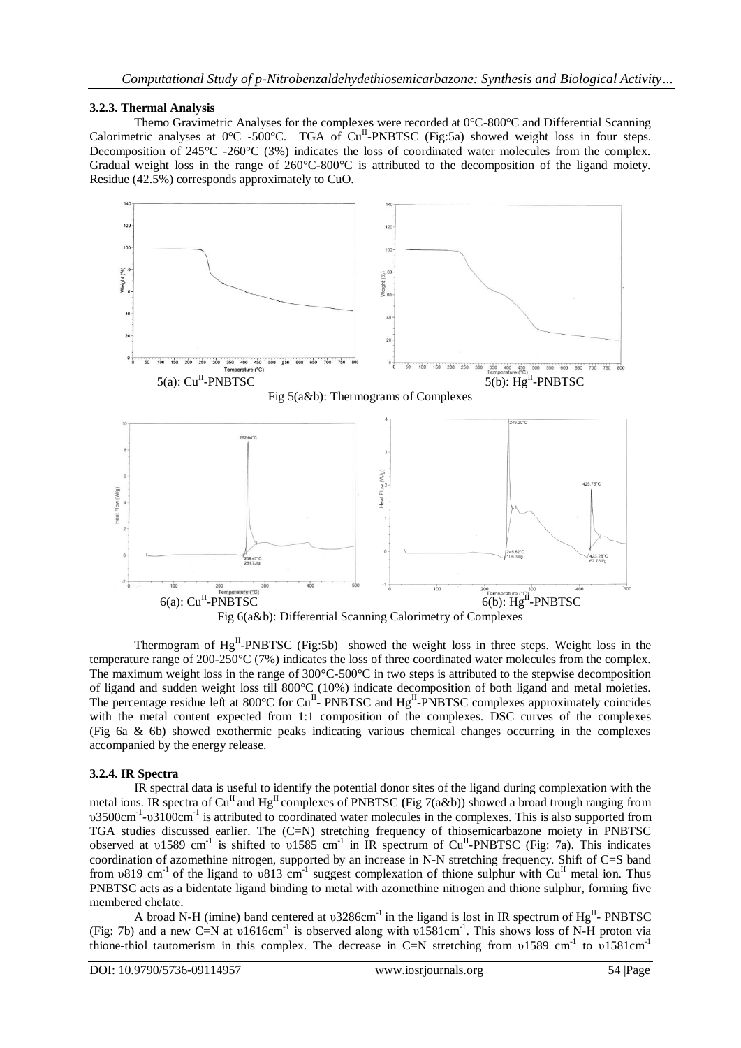### 3.2.3. Thermal Analysis

Themo Gravimetric Analyses for the complexes were recorded at 0°C-800°C and Differential Scanning Calorimetric analyses at 0°C -500°C. TGA of $Cu^{II}$-PNBTSC (Fig:5a) showed weight loss in four steps. Decomposition of 245°C -260°C (3%) indicates the loss of coordinated water molecules from the complex. Gradual weight loss in the range of 260°C-800°C is attributed to the decomposition of the ligand moiety. Residue (42.5%) corresponds approximately to CuO.

5(a): $Cu^{II}$-PNBTSC

5(b): $Hg^{II}$-PNBTSC

Fig 5(a&b): Thermograms of Complexes

6(a): $Cu^{II}$-PNBTSC

6(b): $Hg^{II}$-PNBTSC

Fig 6(a&b): Differential Scanning Calorimetry of Complexes

Thermogram of $Hg^{II}$-PNBTSC (Fig:5b) showed the weight loss in three steps. Weight loss in the temperature range of 200-250°C (7%) indicates the loss of three coordinated water molecules from the complex. The maximum weight loss in the range of 300°C-500°C in two steps is attributed to the stepwise decomposition of ligand and sudden weight loss till 800°C (10%) indicate decomposition of both ligand and metal moieties. The percentage residue left at 800°C for $Cu^{II}$- PNBTSC and $Hg^{II}$-PNBTSC complexes approximately coincides with the metal content expected from 1:1 composition of the complexes. DSC curves of the complexes (Fig 6a & 6b) showed exothermic peaks indicating various chemical changes occurring in the complexes accompanied by the energy release.

### 3.2.4. IR Spectra

IR spectral data is useful to identify the potential donor sites of the ligand during complexation with the metal ions. IR spectra of $Cu^{II}$ and $Hg^{II}$ complexes of PNBTSC **(**Fig 7(a&b)) showed a broad trough ranging from υ3500$cm^{-1}$-υ3100$cm^{-1}$ is attributed to coordinated water molecules in the complexes. This is also supported from TGA studies discussed earlier. The (C=N) stretching frequency of thiosemicarbazone moiety in PNBTSC observed at υ1589 $cm^{-1}$ is shifted to υ1585 $cm^{-1}$ in IR spectrum of $Cu^{II}$-PNBTSC (Fig: 7a). This indicates coordination of azomethine nitrogen, supported by an increase in N-N stretching frequency. Shift of C=S band from υ819 $cm^{-1}$ of the ligand to υ813 $cm^{-1}$ suggest complexation of thione sulphur with $Cu^{II}$ metal ion. Thus PNBTSC acts as a bidentate ligand binding to metal with azomethine nitrogen and thione sulphur, forming five membered chelate.

A broad N-H (imine) band centered at υ3286$cm^{-1}$ in the ligand is lost in IR spectrum of $Hg^{II}$- PNBTSC (Fig: 7b) and a new C=N at υ1616$cm^{-1}$ is observed along with υ1581$cm^{-1}$. This shows loss of N-H proton via thione-thiol tautomerism in this complex. The decrease in C=N stretching from υ1589 $cm^{-1}$ to υ1581$cm^{-1}$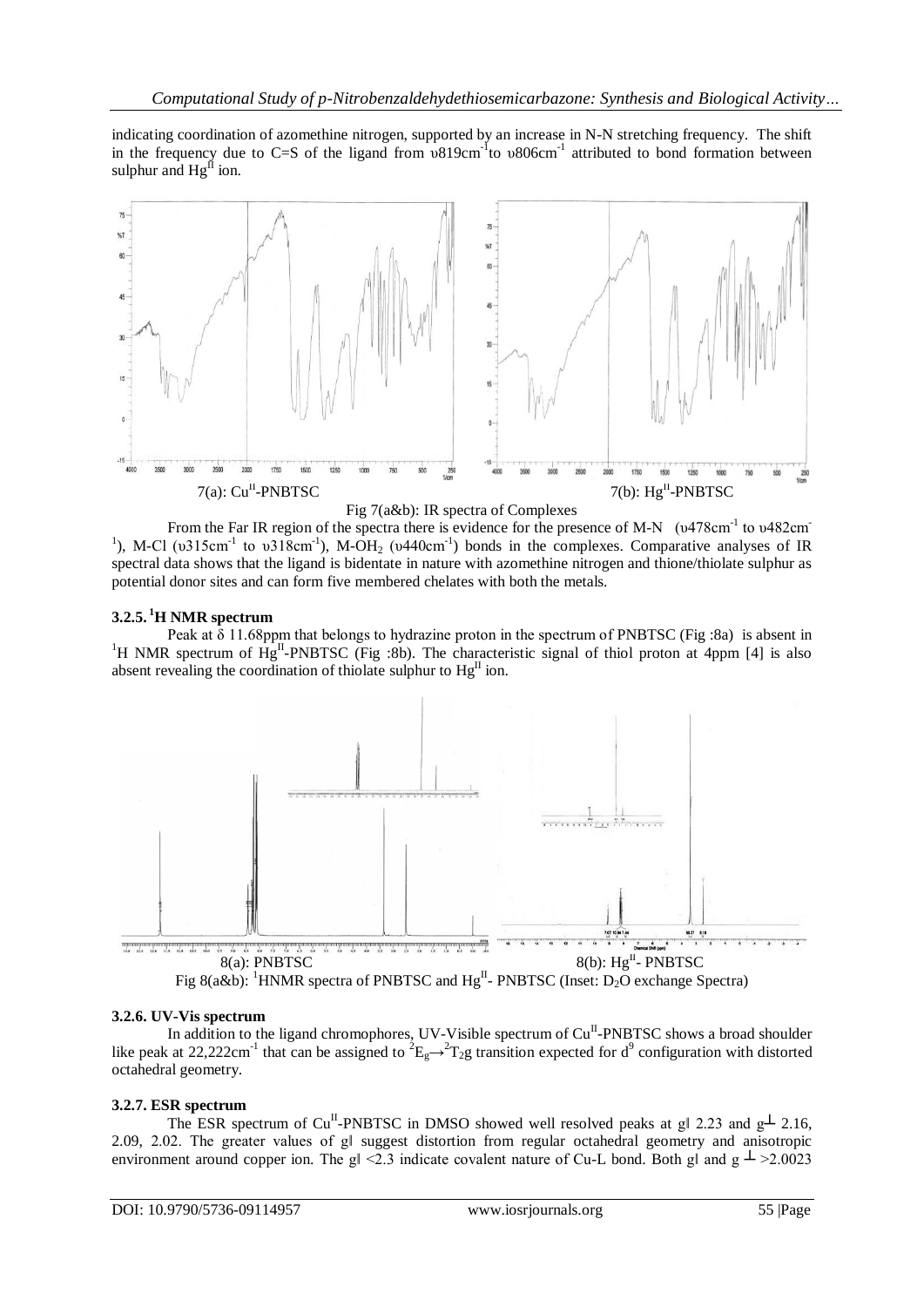indicating coordination of azomethine nitrogen, supported by an increase in N-N stretching frequency. The shift in the frequency due to C=S of the ligand from υ819cm$^{-1}$ to υ806cm$^{-1}$ attributed to bond formation between sulphur and $Hg^{II}$ ion.

7(a): $Cu^{II}$-PNBTSC

7(b): $Hg^{II}$-PNBTSC

Fig 7(a&b): IR spectra of Complexes

From the Far IR region of the spectra there is evidence for the presence of M-N (υ478cm$^{-1}$ to υ482cm$^{-1}$), M-Cl (υ315cm$^{-1}$ to υ318cm$^{-1}$), M-$OH_2$ (υ440cm$^{-1}$) bonds in the complexes. Comparative analyses of IR spectral data shows that the ligand is bidentate in nature with azomethine nitrogen and thione/thiolate sulphur as potential donor sites and can form five membered chelates with both the metals.

### 3.2.5. $^1$H NMR spectrum

Peak at δ 11.68ppm that belongs to hydrazine proton in the spectrum of PNBTSC (Fig :8a) is absent in $^1$H NMR spectrum of $Hg^{II}$-PNBTSC (Fig :8b). The characteristic signal of thiol proton at 4ppm [4] is also absent revealing the coordination of thiolate sulphur to $Hg^{II}$ ion.

8(a): PNBTSC

8(b): $Hg^{II}$- PNBTSC

Fig 8(a&b): $^1$HNMR spectra of PNBTSC and $Hg^{II}$- PNBTSC (Inset: $D_2O$ exchange Spectra)

### 3.2.6. UV-Vis spectrum

In addition to the ligand chromophores, UV-Visible spectrum of $Cu^{II}$-PNBTSC shows a broad shoulder like peak at 22,222cm$^{-1}$ that can be assigned to $^2E_g \rightarrow ^2T_2g$ transition expected for $d^9$ configuration with distorted octahedral geometry.

### 3.2.7. ESR spectrum

The ESR spectrum of $Cu^{II}$-PNBTSC in DMSO showed well resolved peaks at $g_\parallel$ 2.23 and $g_\perp$ 2.16, 2.09, 2.02. The greater values of $g_\parallel$ suggest distortion from regular octahedral geometry and anisotropic environment around copper ion. The $g_\parallel$ <2.3 indicate covalent nature of Cu-L bond. Both $g_\parallel$ and $g_\perp$ >2.0023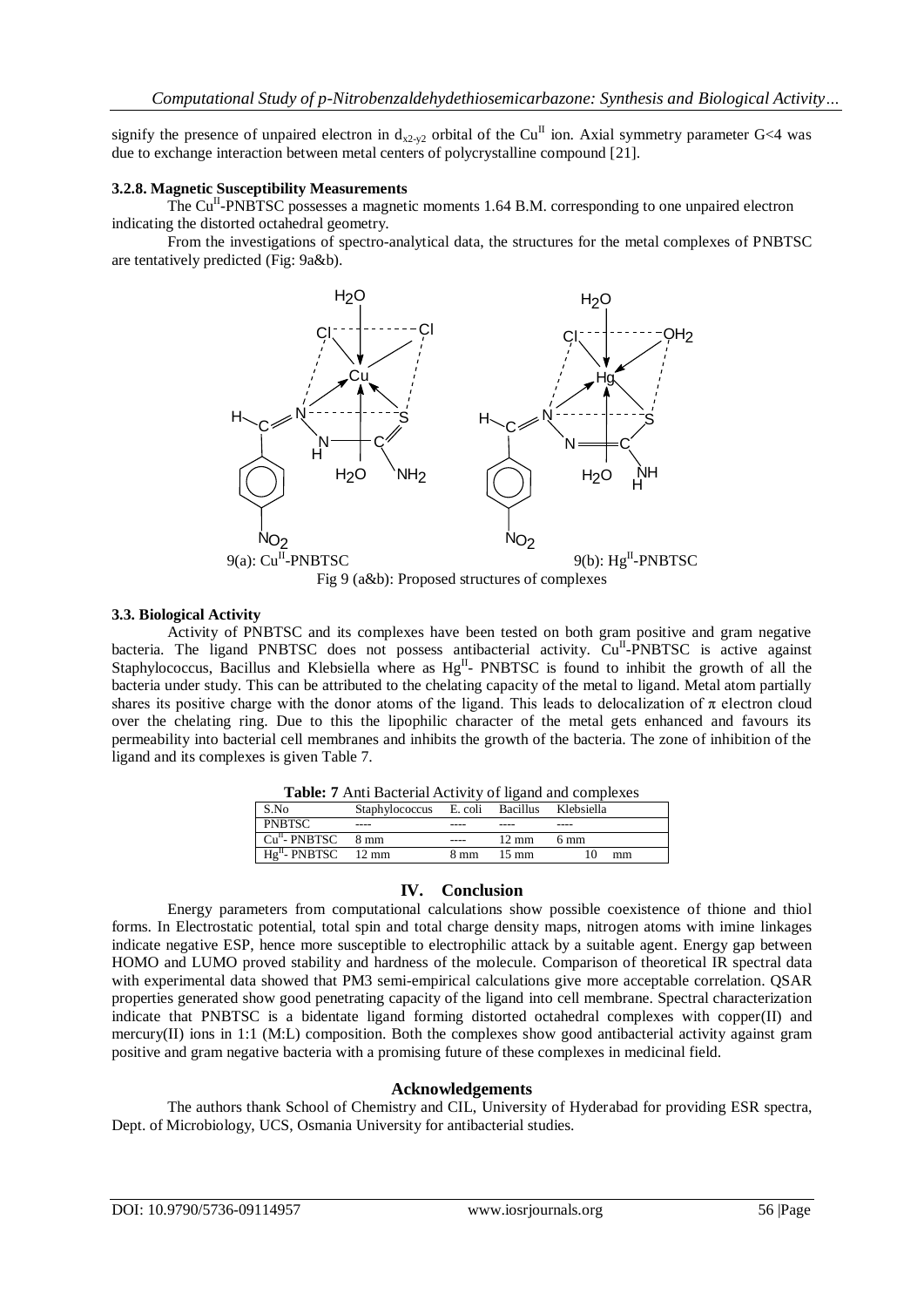signify the presence of unpaired electron in $d_{x2-y2}$ orbital of the $Cu^{II}$ ion. Axial symmetry parameter G<4 was due to exchange interaction between metal centers of polycrystalline compound [21].

### 3.2.8. Magnetic Susceptibility Measurements

The $Cu^{II}$-PNBTSC possesses a magnetic moments 1.64 B.M. corresponding to one unpaired electron indicating the distorted octahedral geometry.

From the investigations of spectro-analytical data, the structures for the metal complexes of PNBTSC are tentatively predicted (Fig: 9a&b).

9(a): $Cu^{II}$-PNBTSC 9(b): $Hg^{II}$-PNBTSC

Fig 9 (a&b): Proposed structures of complexes

### 3.3. Biological Activity

Activity of PNBTSC and its complexes have been tested on both gram positive and gram negative bacteria. The ligand PNBTSC does not possess antibacterial activity. $Cu^{II}$-PNBTSC is active against Staphylococcus, Bacillus and Klebsiella where as $Hg^{II}$- PNBTSC is found to inhibit the growth of all the bacteria under study. This can be attributed to the chelating capacity of the metal to ligand. Metal atom partially shares its positive charge with the donor atoms of the ligand. This leads to delocalization of π electron cloud over the chelating ring. Due to this the lipophilic character of the metal gets enhanced and favours its permeability into bacterial cell membranes and inhibits the growth of the bacteria. The zone of inhibition of the ligand and its complexes is given Table 7.

**Table: 7** Anti Bacterial Activity of ligand and complexes

| S.No | Staphylococcus | E. coli | Bacillus | Klebsiella |
|---|---|---|---|---|
| PNBTSC | ---- | ---- | ---- | ---- |
| $Cu^{II}$- PNBTSC | 8 mm | ---- | 12 mm | 6 mm |
| $Hg^{II}$- PNBTSC | 12 mm | 8 mm | 15 mm | 10 mm |

## IV. Conclusion

Energy parameters from computational calculations show possible coexistence of thione and thiol forms. In Electrostatic potential, total spin and total charge density maps, nitrogen atoms with imine linkages indicate negative ESP, hence more susceptible to electrophilic attack by a suitable agent. Energy gap between HOMO and LUMO proved stability and hardness of the molecule. Comparison of theoretical IR spectral data with experimental data showed that PM3 semi-empirical calculations give more acceptable correlation. QSAR properties generated show good penetrating capacity of the ligand into cell membrane. Spectral characterization indicate that PNBTSC is a bidentate ligand forming distorted octahedral complexes with copper(II) and mercury(II) ions in 1:1 (M:L) composition. Both the complexes show good antibacterial activity against gram positive and gram negative bacteria with a promising future of these complexes in medicinal field.

## Acknowledgements

The authors thank School of Chemistry and CIL, University of Hyderabad for providing ESR spectra, Dept. of Microbiology, UCS, Osmania University for antibacterial studies.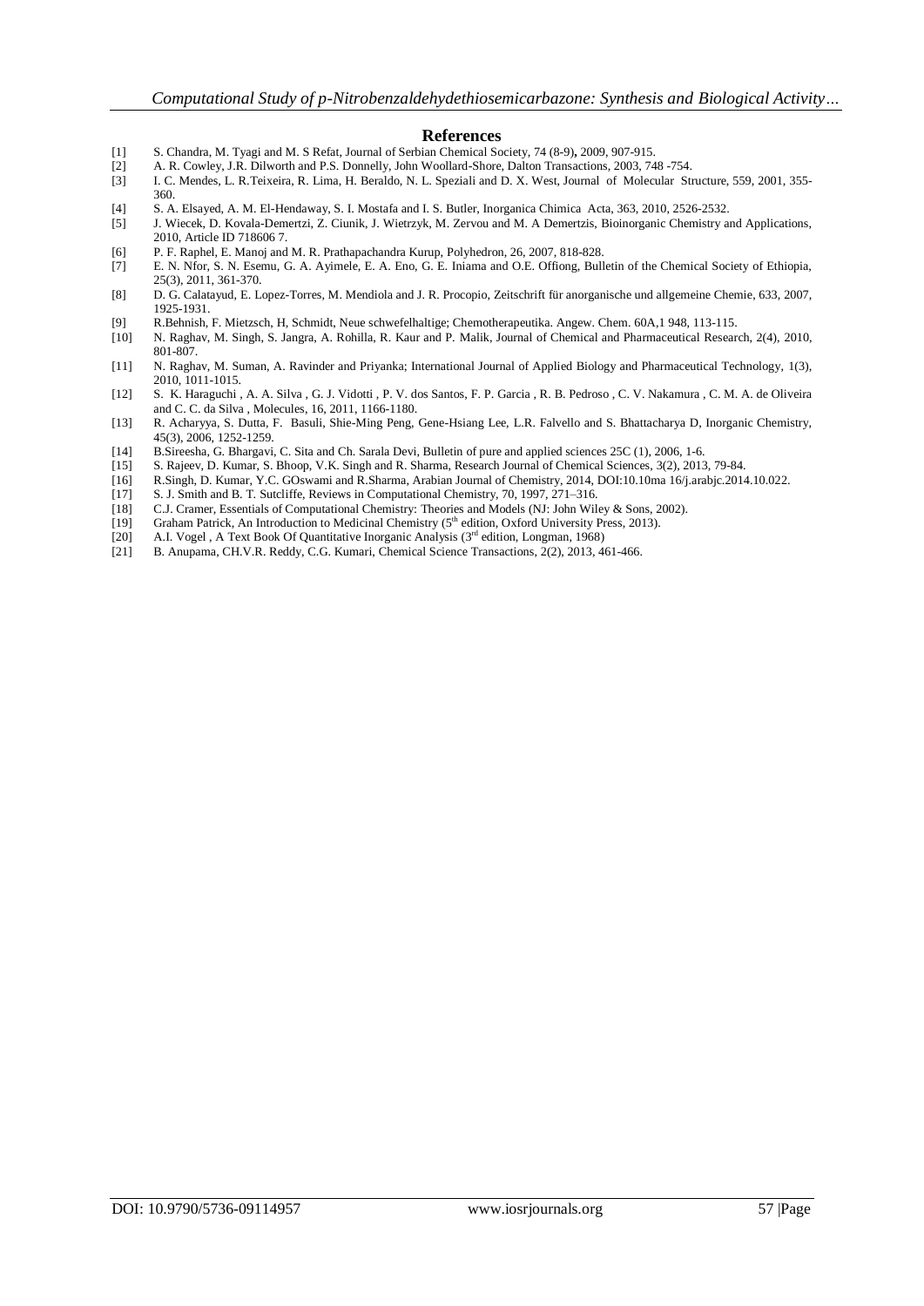## References

[1] S. Chandra, M. Tyagi and M. S Refat, Journal of Serbian Chemical Society, 74 (8-9)**,** 2009, 907-915.

[2] A. R. Cowley, J.R. Dilworth and P.S. Donnelly, John Woollard-Shore, Dalton Transactions, 2003, 748 -754.

[3] I. C. Mendes, L. R.Teixeira, R. Lima, H. Beraldo, N. L. Speziali and D. X. West, Journal of Molecular Structure, 559, 2001, 355-360.

[4] S. A. Elsayed, A. M. El-Hendaway, S. I. Mostafa and I. S. Butler, Inorganica Chimica Acta, 363, 2010, 2526-2532.

[5] J. Wiecek, D. Kovala-Demertzi, Z. Ciunik, J. Wietrzyk, M. Zervou and M. A Demertzis, Bioinorganic Chemistry and Applications, 2010, Article ID 718606 7.

[6] P. F. Raphel, E. Manoj and M. R. Prathapachandra Kurup, Polyhedron, 26, 2007, 818-828.

[7] E. N. Nfor, S. N. Esemu, G. A. Ayimele, E. A. Eno, G. E. Iniama and O.E. Offiong, Bulletin of the Chemical Society of Ethiopia, 25(3), 2011, 361-370.

[8] D. G. Calatayud, E. Lopez-Torres, M. Mendiola and J. R. Procopio, Zeitschrift für anorganische und allgemeine Chemie, 633, 2007, 1925-1931.

[9] R.Behnish, F. Mietzsch, H, Schmidt, Neue schwefelhaltige; Chemotherapeutika. Angew. Chem. 60A,1 948, 113-115.

[10] N. Raghav, M. Singh, S. Jangra, A. Rohilla, R. Kaur and P. Malik, Journal of Chemical and Pharmaceutical Research, 2(4), 2010, 801-807.

[11] N. Raghav, M. Suman, A. Ravinder and Priyanka; International Journal of Applied Biology and Pharmaceutical Technology, 1(3), 2010, 1011-1015.

[12] S. K. Haraguchi , A. A. Silva , G. J. Vidotti , P. V. dos Santos, F. P. Garcia , R. B. Pedroso , C. V. Nakamura , C. M. A. de Oliveira and C. C. da Silva , Molecules, 16, 2011, 1166-1180.

[13] R. Acharyya, S. Dutta, F. Basuli, Shie-Ming Peng, Gene-Hsiang Lee, L.R. Falvello and S. Bhattacharya D, Inorganic Chemistry, 45(3), 2006, 1252-1259.

[14] B.Sireesha, G. Bhargavi, C. Sita and Ch. Sarala Devi, Bulletin of pure and applied sciences 25C (1), 2006, 1-6.

[15] S. Rajeev, D. Kumar, S. Bhoop, V.K. Singh and R. Sharma, Research Journal of Chemical Sciences, 3(2), 2013, 79-84.

[16] R.Singh, D. Kumar, Y.C. GOswami and R.Sharma, Arabian Journal of Chemistry, 2014, DOI:10.10ma 16/j.arabjc.2014.10.022.

[17] S. J. Smith and B. T. Sutcliffe, Reviews in Computational Chemistry, 70, 1997, 271–316.

[18] C.J. Cramer, Essentials of Computational Chemistry: Theories and Models (NJ: John Wiley & Sons, 2002).

[19] Graham Patrick, An Introduction to Medicinal Chemistry (5th edition, Oxford University Press, 2013).

[20] A.I. Vogel , A Text Book Of Quantitative Inorganic Analysis (3rd edition, Longman, 1968)

[21] B. Anupama, CH.V.R. Reddy, C.G. Kumari, Chemical Science Transactions, 2(2), 2013, 461-466.